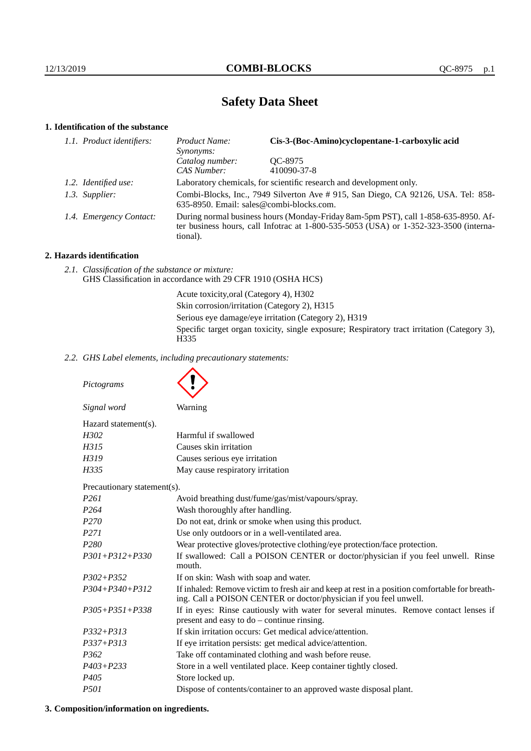# Safety Data Sheet

## 1. Identification of the substance

| | | |
|---|---|---|
| *1.1. Product identifiers:* | *Product Name:* | **Cis-3-(Boc-Amino)cyclopentane-1-carboxylic acid** |
| | *Synonyms:* | |
| | *Catalog number:* | QC-8975 |
| | *CAS Number:* | 410090-37-8 |
| *1.2. Identified use:* | Laboratory chemicals, for scientific research and development only. | |
| *1.3. Supplier:* | Combi-Blocks, Inc., 7949 Silverton Ave # 915, San Diego, CA 92126, USA. Tel: 858-635-8950. Email: sales@combi-blocks.com. | |
| *1.4. Emergency Contact:* | During normal business hours (Monday-Friday 8am-5pm PST), call 1-858-635-8950. After business hours, call Infotrac at 1-800-535-5053 (USA) or 1-352-323-3500 (international). | |

## 2. Hazards identification

*2.1. Classification of the substance or mixture:*
GHS Classification in accordance with 29 CFR 1910 (OSHA HCS)

Acute toxicity,oral (Category 4), H302
Skin corrosion/irritation (Category 2), H315
Serious eye damage/eye irritation (Category 2), H319
Specific target organ toxicity, single exposure; Respiratory tract irritation (Category 3), H335

*2.2. GHS Label elements, including precautionary statements:*

*Pictograms*

*Signal word* Warning

Hazard statement(s).

| | |
|---|---|
| *H302* | Harmful if swallowed |
| *H315* | Causes skin irritation |
| *H319* | Causes serious eye irritation |
| *H335* | May cause respiratory irritation |

Precautionary statement(s).

| | |
|---|---|
| *P261* | Avoid breathing dust/fume/gas/mist/vapours/spray. |
| *P264* | Wash thoroughly after handling. |
| *P270* | Do not eat, drink or smoke when using this product. |
| *P271* | Use only outdoors or in a well-ventilated area. |
| *P280* | Wear protective gloves/protective clothing/eye protection/face protection. |
| *P301+P312+P330* | If swallowed: Call a POISON CENTER or doctor/physician if you feel unwell. Rinse mouth. |
| *P302+P352* | If on skin: Wash with soap and water. |
| *P304+P340+P312* | If inhaled: Remove victim to fresh air and keep at rest in a position comfortable for breathing. Call a POISON CENTER or doctor/physician if you feel unwell. |
| *P305+P351+P338* | If in eyes: Rinse cautiously with water for several minutes. Remove contact lenses if present and easy to do – continue rinsing. |
| *P332+P313* | If skin irritation occurs: Get medical advice/attention. |
| *P337+P313* | If eye irritation persists: get medical advice/attention. |
| *P362* | Take off contaminated clothing and wash before reuse. |
| *P403+P233* | Store in a well ventilated place. Keep container tightly closed. |
| *P405* | Store locked up. |
| *P501* | Dispose of contents/container to an approved waste disposal plant. |

## 3. Composition/information on ingredients.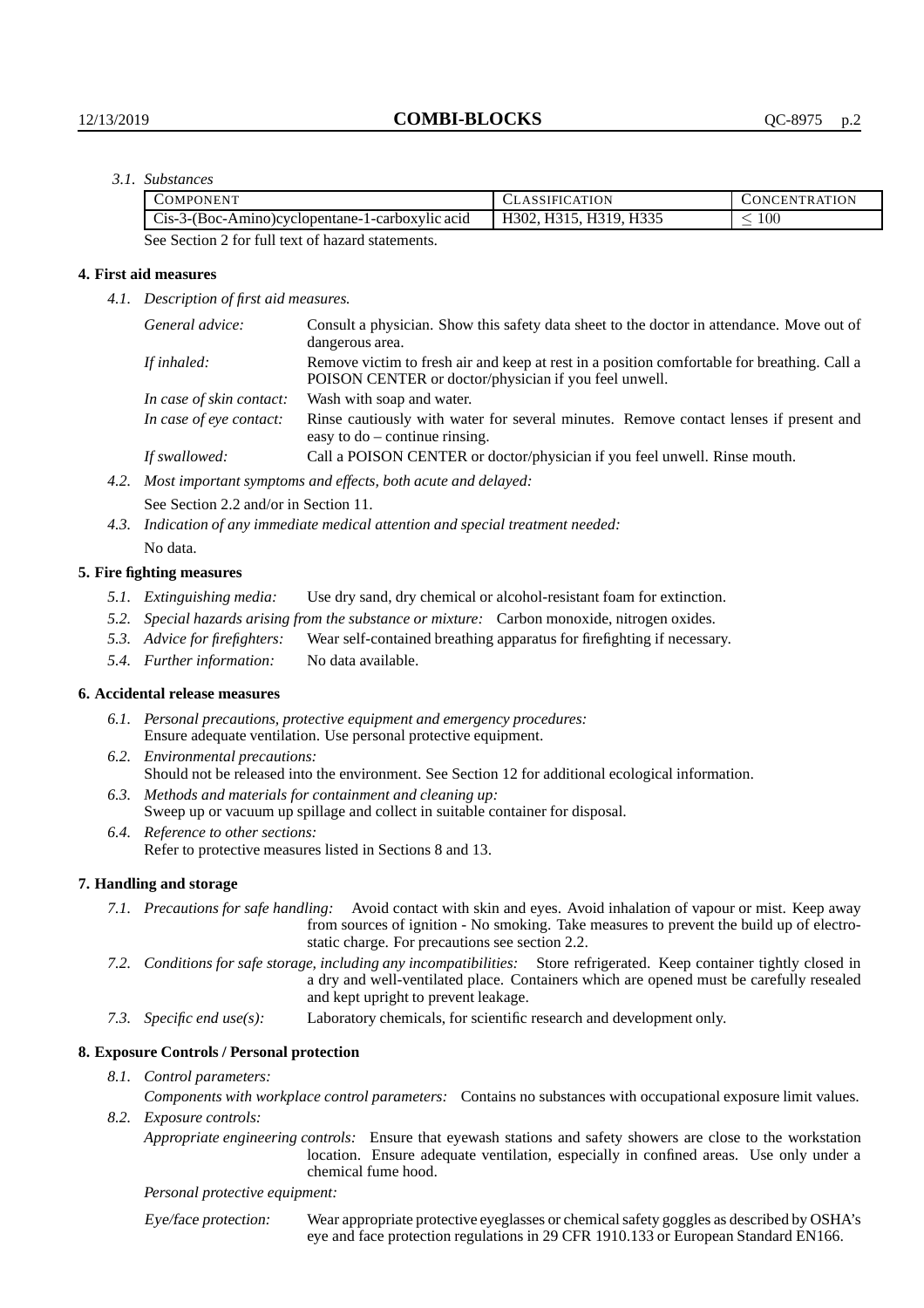*3.1. Substances*

| Component | Classification | Concentration |
|---|---|---|
| Cis-3-(Boc-Amino)cyclopentane-1-carboxylic acid | H302, H315, H319, H335 | $\leq 100$ |

See Section 2 for full text of hazard statements.

### 4. First aid measures

*4.1. Description of first aid measures.*

*General advice:* Consult a physician. Show this safety data sheet to the doctor in attendance. Move out of dangerous area.

*If inhaled:* Remove victim to fresh air and keep at rest in a position comfortable for breathing. Call a POISON CENTER or doctor/physician if you feel unwell.

*In case of skin contact:* Wash with soap and water.

*In case of eye contact:* Rinse cautiously with water for several minutes. Remove contact lenses if present and easy to do – continue rinsing.

*If swallowed:* Call a POISON CENTER or doctor/physician if you feel unwell. Rinse mouth.

*4.2. Most important symptoms and effects, both acute and delayed:*

See Section 2.2 and/or in Section 11.

*4.3. Indication of any immediate medical attention and special treatment needed:*

No data.

### 5. Fire fighting measures

*5.1. Extinguishing media:* Use dry sand, dry chemical or alcohol-resistant foam for extinction.

*5.2. Special hazards arising from the substance or mixture:* Carbon monoxide, nitrogen oxides.

*5.3. Advice for firefighters:* Wear self-contained breathing apparatus for firefighting if necessary.

*5.4. Further information:* No data available.

### 6. Accidental release measures

*6.1. Personal precautions, protective equipment and emergency procedures:*
Ensure adequate ventilation. Use personal protective equipment.

*6.2. Environmental precautions:*
Should not be released into the environment. See Section 12 for additional ecological information.

*6.3. Methods and materials for containment and cleaning up:*
Sweep up or vacuum up spillage and collect in suitable container for disposal.

*6.4. Reference to other sections:*
Refer to protective measures listed in Sections 8 and 13.

### 7. Handling and storage

*7.1. Precautions for safe handling:* Avoid contact with skin and eyes. Avoid inhalation of vapour or mist. Keep away from sources of ignition - No smoking. Take measures to prevent the build up of electrostatic charge. For precautions see section 2.2.

*7.2. Conditions for safe storage, including any incompatibilities:* Store refrigerated. Keep container tightly closed in a dry and well-ventilated place. Containers which are opened must be carefully resealed and kept upright to prevent leakage.

*7.3. Specific end use(s):* Laboratory chemicals, for scientific research and development only.

### 8. Exposure Controls / Personal protection

*8.1. Control parameters:*

*Components with workplace control parameters:* Contains no substances with occupational exposure limit values.

*8.2. Exposure controls:*

*Appropriate engineering controls:* Ensure that eyewash stations and safety showers are close to the workstation location. Ensure adequate ventilation, especially in confined areas. Use only under a chemical fume hood.

*Personal protective equipment:*

*Eye/face protection:* Wear appropriate protective eyeglasses or chemical safety goggles as described by OSHA's eye and face protection regulations in 29 CFR 1910.133 or European Standard EN166.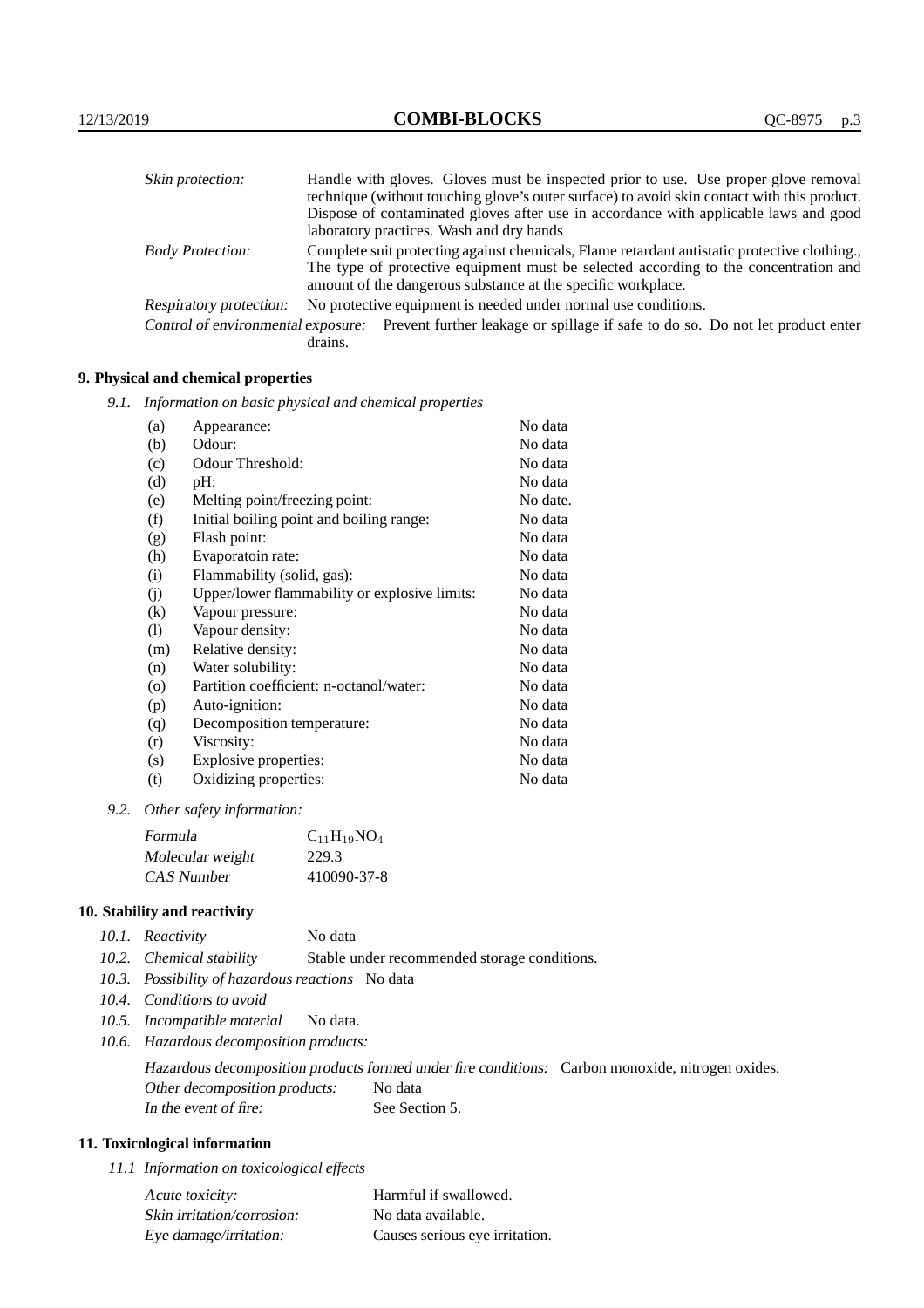| | |
|---|---|
| *Skin protection:* | Handle with gloves. Gloves must be inspected prior to use. Use proper glove removal technique (without touching glove's outer surface) to avoid skin contact with this product. Dispose of contaminated gloves after use in accordance with applicable laws and good laboratory practices. Wash and dry hands |
| *Body Protection:* | Complete suit protecting against chemicals, Flame retardant antistatic protective clothing., The type of protective equipment must be selected according to the concentration and amount of the dangerous substance at the specific workplace. |
| *Respiratory protection:* | No protective equipment is needed under normal use conditions. |
| *Control of environmental exposure:* | Prevent further leakage or spillage if safe to do so. Do not let product enter drains. |

## 9. Physical and chemical properties

*9.1. Information on basic physical and chemical properties*

| | | |
|---|---|---|
| (a) | Appearance: | No data |
| (b) | Odour: | No data |
| (c) | Odour Threshold: | No data |
| (d) | pH: | No data |
| (e) | Melting point/freezing point: | No date. |
| (f) | Initial boiling point and boiling range: | No data |
| (g) | Flash point: | No data |
| (h) | Evaporatoin rate: | No data |
| (i) | Flammability (solid, gas): | No data |
| (j) | Upper/lower flammability or explosive limits: | No data |
| (k) | Vapour pressure: | No data |
| (l) | Vapour density: | No data |
| (m) | Relative density: | No data |
| (n) | Water solubility: | No data |
| (o) | Partition coefficient: n-octanol/water: | No data |
| (p) | Auto-ignition: | No data |
| (q) | Decomposition temperature: | No data |
| (r) | Viscosity: | No data |
| (s) | Explosive properties: | No data |
| (t) | Oxidizing properties: | No data |

*9.2. Other safety information:*

| | |
|---|---|
| *Formula* | $C_{11}H_{19}NO_4$ |
| *Molecular weight* | 229.3 |
| *CAS Number* | 410090-37-8 |

## 10. Stability and reactivity

*10.1. Reactivity* No data

*10.2. Chemical stability* Stable under recommended storage conditions.

*10.3. Possibility of hazardous reactions* No data

*10.4. Conditions to avoid*

*10.5. Incompatible material* No data.

*10.6. Hazardous decomposition products:*

*Hazardous decomposition products formed under fire conditions:* Carbon monoxide, nitrogen oxides.

*Other decomposition products:* No data

*In the event of fire:* See Section 5.

## 11. Toxicological information

*11.1 Information on toxicological effects*

| | |
|---|---|
| *Acute toxicity:* | Harmful if swallowed. |
| *Skin irritation/corrosion:* | No data available. |
| *Eye damage/irritation:* | Causes serious eye irritation. |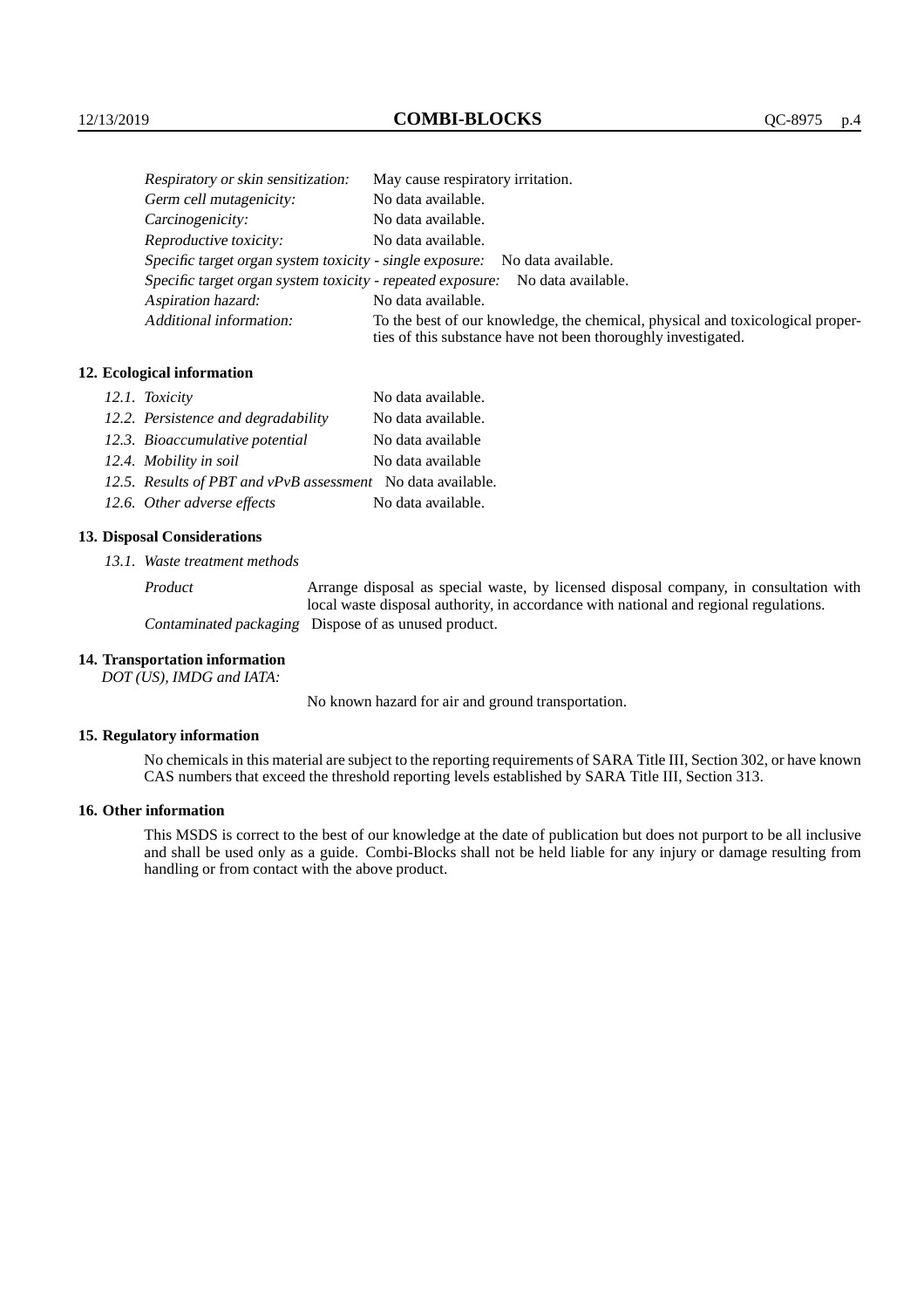| | |
|---|---|
| *Respiratory or skin sensitization:* | May cause respiratory irritation. |
| *Germ cell mutagenicity:* | No data available. |
| *Carcinogenicity:* | No data available. |
| *Reproductive toxicity:* | No data available. |
| *Specific target organ system toxicity - single exposure:* | No data available. |
| *Specific target organ system toxicity - repeated exposure:* | No data available. |
| *Aspiration hazard:* | No data available. |
| *Additional information:* | To the best of our knowledge, the chemical, physical and toxicological properties of this substance have not been thoroughly investigated. |

## 12. Ecological information

| | |
|---|---|
| *12.1. Toxicity* | No data available. |
| *12.2. Persistence and degradability* | No data available. |
| *12.3. Bioaccumulative potential* | No data available |
| *12.4. Mobility in soil* | No data available |
| *12.5. Results of PBT and vPvB assessment* | No data available. |
| *12.6. Other adverse effects* | No data available. |

## 13. Disposal Considerations

*13.1. Waste treatment methods*

| | |
|---|---|
| *Product* | Arrange disposal as special waste, by licensed disposal company, in consultation with local waste disposal authority, in accordance with national and regional regulations. |
| *Contaminated packaging* | Dispose of as unused product. |

## 14. Transportation information

*DOT (US), IMDG and IATA:*

No known hazard for air and ground transportation.

## 15. Regulatory information

No chemicals in this material are subject to the reporting requirements of SARA Title III, Section 302, or have known CAS numbers that exceed the threshold reporting levels established by SARA Title III, Section 313.

## 16. Other information

This MSDS is correct to the best of our knowledge at the date of publication but does not purport to be all inclusive and shall be used only as a guide. Combi-Blocks shall not be held liable for any injury or damage resulting from handling or from contact with the above product.